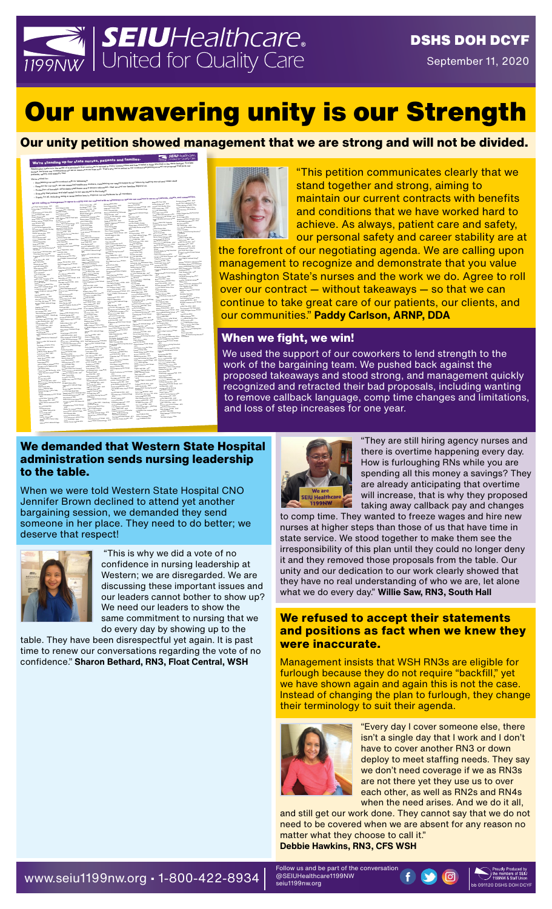SEIU Healthcare 1199NW | United for Quality Care

DSHS DOH DCYF

September 11, 2020

# Our unwavering unity is our Strength

## Our unity petition showed management that we are strong and will not be divided.

"This petition communicates clearly that we stand together and strong, aiming to maintain our current contracts with benefits and conditions that we have worked hard to achieve. As always, patient care and safety, our personal safety and career stability are at the forefront of our negotiating agenda. We are calling upon management to recognize and demonstrate that you value Washington State's nurses and the work we do. Agree to roll over our contract — without takeaways — so that we can continue to take great care of our patients, our clients, and our communities." **Paddy Carlson, ARNP, DDA**

### When we fight, we win!

We used the support of our coworkers to lend strength to the work of the bargaining team. We pushed back against the proposed takeaways and stood strong, and management quickly recognized and retracted their bad proposals, including wanting to remove callback language, comp time changes and limitations, and loss of step increases for one year.

### We demanded that Western State Hospital administration sends nursing leadership to the table.

When we were told Western State Hospital CNO Jennifer Brown declined to attend yet another bargaining session, we demanded they send someone in her place. They need to do better; we deserve that respect!

"This is why we did a vote of no confidence in nursing leadership at Western; we are disregarded. We are discussing these important issues and our leaders cannot bother to show up? We need our leaders to show the same commitment to nursing that we do every day by showing up to the table. They have been disrespectful yet again. It is past time to renew our conversations regarding the vote of no confidence." **Sharon Bethard, RN3, Float Central, WSH**

"They are still hiring agency nurses and there is overtime happening every day. How is furloughing RNs while you are spending all this money a savings? They are already anticipating that overtime will increase, that is why they proposed taking away callback pay and changes to comp time. They wanted to freeze wages and hire new nurses at higher steps than those of us that have time in state service. We stood together to make them see the irresponsibility of this plan until they could no longer deny it and they removed those proposals from the table. Our unity and our dedication to our work clearly showed that they have no real understanding of who we are, let alone what we do every day." **Willie Saw, RN3, South Hall**

### We refused to accept their statements and positions as fact when we knew they were inaccurate.

Management insists that WSH RN3s are eligible for furlough because they do not require "backfill," yet we have shown again and again this is not the case. Instead of changing the plan to furlough, they change their terminology to suit their agenda.

"Every day I cover someone else, there isn't a single day that I work and I don't have to cover another RN3 or down deploy to meet staffing needs. They say we don't need coverage if we as RN3s are not there yet they use us to over each other, as well as RN2s and RN4s when the need arises. And we do it all, and still get our work done. They cannot say that we do not need to be covered when we are absent for any reason no matter what they choose to call it." **Debbie Hawkins, RN3, CFS WSH**

www.seiu1199nw.org • 1-800-422-8934

Follow us and be part of the conversation @SEIUHealthcare1199NW seiu1199nw.org

Proudly Produced by the members of SEIU 1199NW & Staff Union

bb 091120 DSHS DOH DCYF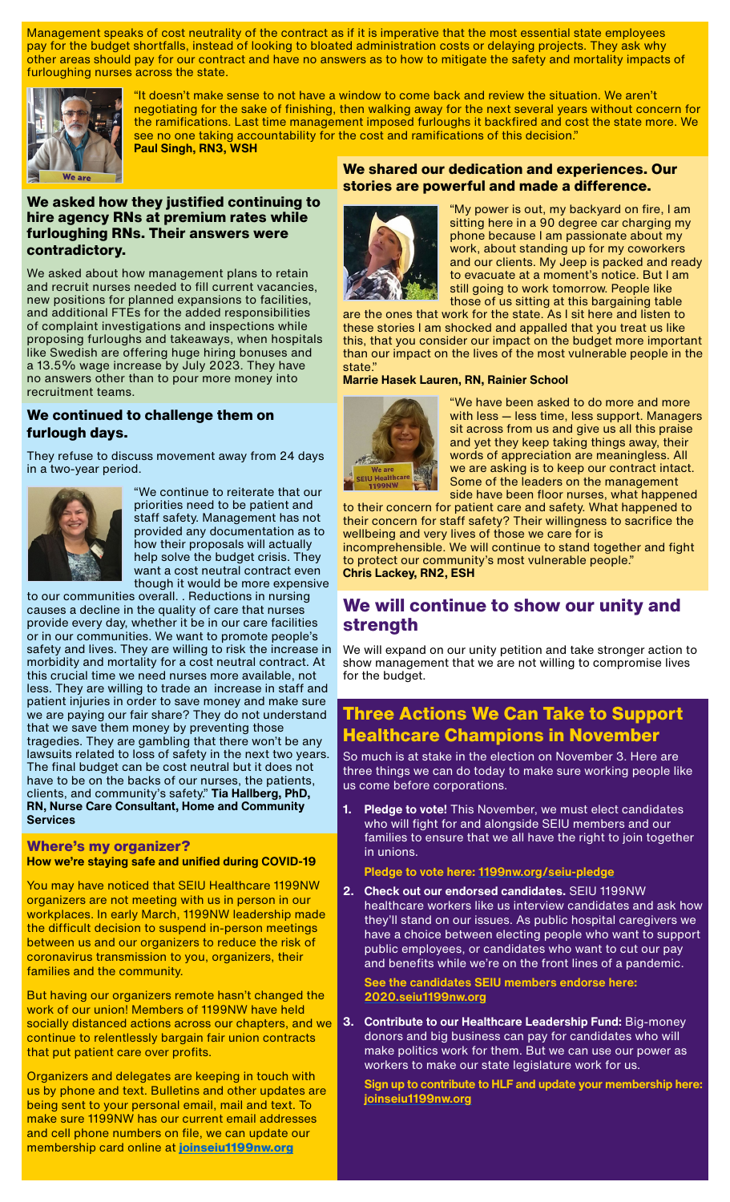Management speaks of cost neutrality of the contract as if it is imperative that the most essential state employees pay for the budget shortfalls, instead of looking to bloated administration costs or delaying projects. They ask why other areas should pay for our contract and have no answers as to how to mitigate the safety and mortality impacts of furloughing nurses across the state.

"It doesn't make sense to not have a window to come back and review the situation. We aren't negotiating for the sake of finishing, then walking away for the next several years without concern for the ramifications. Last time management imposed furloughs it backfired and cost the state more. We see no one taking accountability for the cost and ramifications of this decision." **Paul Singh, RN3, WSH**

## We asked how they justified continuing to hire agency RNs at premium rates while furloughing RNs. Their answers were contradictory.

We asked about how management plans to retain and recruit nurses needed to fill current vacancies, new positions for planned expansions to facilities, and additional FTEs for the added responsibilities of complaint investigations and inspections while proposing furloughs and takeaways, when hospitals like Swedish are offering huge hiring bonuses and a 13.5% wage increase by July 2023. They have no answers other than to pour more money into recruitment teams.

## We continued to challenge them on furlough days.

They refuse to discuss movement away from 24 days in a two-year period.

"We continue to reiterate that our priorities need to be patient and staff safety. Management has not provided any documentation as to how their proposals will actually help solve the budget crisis. They want a cost neutral contract even though it would be more expensive to our communities overall. . Reductions in nursing causes a decline in the quality of care that nurses provide every day, whether it be in our care facilities or in our communities. We want to promote people's safety and lives. They are willing to risk the increase in morbidity and mortality for a cost neutral contract. At this crucial time we need nurses more available, not less. They are willing to trade an increase in staff and patient injuries in order to save money and make sure we are paying our fair share? They do not understand that we save them money by preventing those tragedies. They are gambling that there won't be any lawsuits related to loss of safety in the next two years. The final budget can be cost neutral but it does not have to be on the backs of our nurses, the patients, clients, and community's safety." **Tia Hallberg, PhD, RN, Nurse Care Consultant, Home and Community Services**

## Where's my organizer?

**How we're staying safe and unified during COVID-19**

You may have noticed that SEIU Healthcare 1199NW organizers are not meeting with us in person in our workplaces. In early March, 1199NW leadership made the difficult decision to suspend in-person meetings between us and our organizers to reduce the risk of coronavirus transmission to you, organizers, their families and the community.

But having our organizers remote hasn't changed the work of our union! Members of 1199NW have held socially distanced actions across our chapters, and we continue to relentlessly bargain fair union contracts that put patient care over profits.

Organizers and delegates are keeping in touch with us by phone and text. Bulletins and other updates are being sent to your personal email, mail and text. To make sure 1199NW has our current email addresses and cell phone numbers on file, we can update our membership card online at **joinseiu1199nw.org**

## We shared our dedication and experiences. Our stories are powerful and made a difference.

"My power is out, my backyard on fire, I am sitting here in a 90 degree car charging my phone because I am passionate about my work, about standing up for my coworkers and our clients. My Jeep is packed and ready to evacuate at a moment's notice. But I am still going to work tomorrow. People like those of us sitting at this bargaining table are the ones that work for the state. As I sit here and listen to these stories I am shocked and appalled that you treat us like this, that you consider our impact on the budget more important than our impact on the lives of the most vulnerable people in the state."
**Marrie Hasek Lauren, RN, Rainier School**

"We have been asked to do more and more with less — less time, less support. Managers sit across from us and give us all this praise and yet they keep taking things away, their words of appreciation are meaningless. All we are asking is to keep our contract intact. Some of the leaders on the management side have been floor nurses, what happened to their concern for patient care and safety. What happened to their concern for staff safety? Their willingness to sacrifice the wellbeing and very lives of those we care for is incomprehensible. We will continue to stand together and fight to protect our community's most vulnerable people."
**Chris Lackey, RN2, ESH**

## We will continue to show our unity and strength

We will expand on our unity petition and take stronger action to show management that we are not willing to compromise lives for the budget.

## Three Actions We Can Take to Support Healthcare Champions in November

So much is at stake in the election on November 3. Here are three things we can do today to make sure working people like us come before corporations.

1. **Pledge to vote!** This November, we must elect candidates who will fight for and alongside SEIU members and our families to ensure that we all have the right to join together in unions.

   **Pledge to vote here: 1199nw.org/seiu-pledge**

2. **Check out our endorsed candidates.** SEIU 1199NW healthcare workers like us interview candidates and ask how they'll stand on our issues. As public hospital caregivers we have a choice between electing people who want to support public employees, or candidates who want to cut our pay and benefits while we're on the front lines of a pandemic.

   **See the candidates SEIU members endorse here: 2020.seiu1199nw.org**

3. **Contribute to our Healthcare Leadership Fund:** Big-money donors and big business can pay for candidates who will make politics work for them. But we can use our power as workers to make our state legislature work for us.

   **Sign up to contribute to HLF and update your membership here: joinseiu1199nw.org**